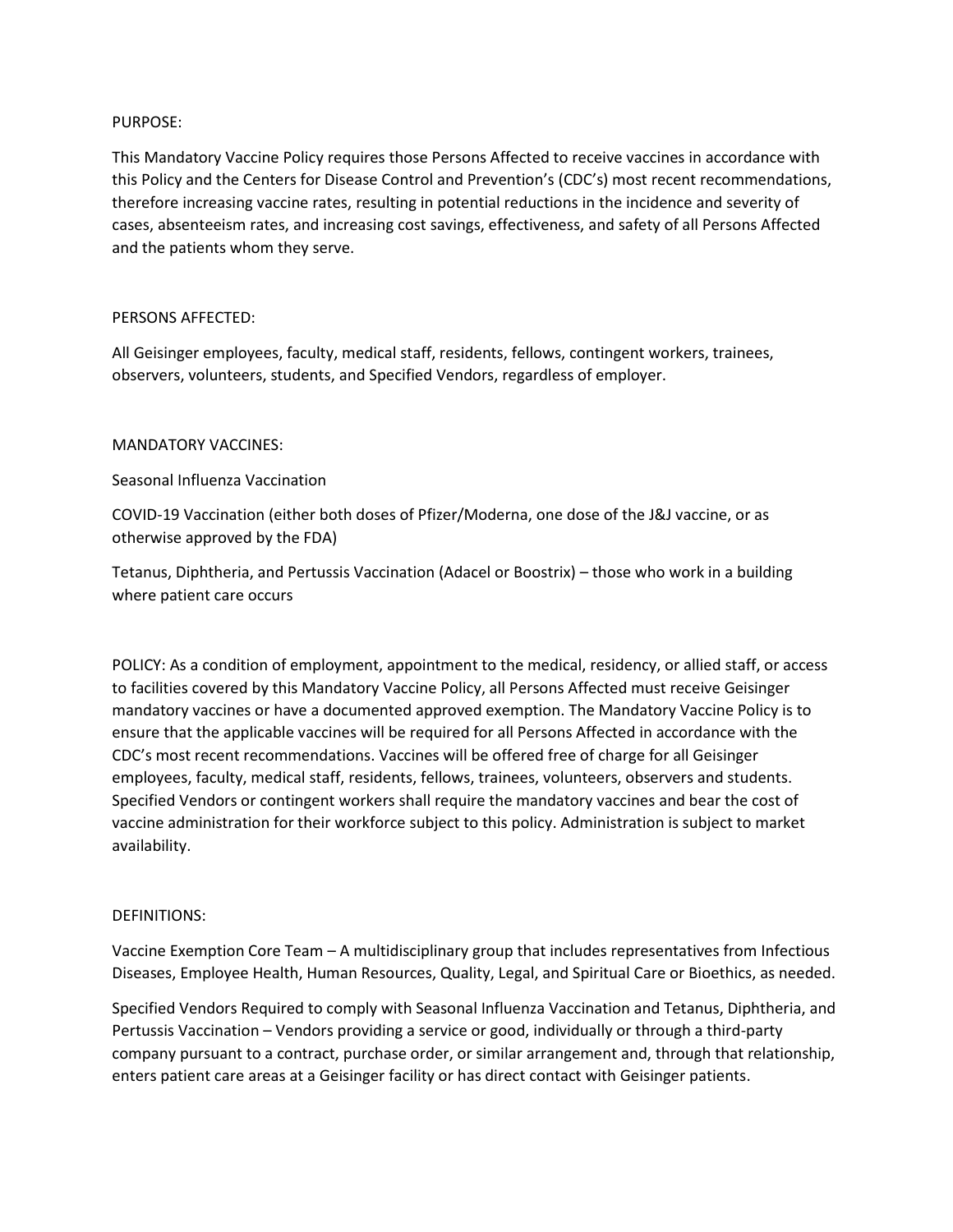## PURPOSE:

This Mandatory Vaccine Policy requires those Persons Affected to receive vaccines in accordance with this Policy and the Centers for Disease Control and Prevention's (CDC's) most recent recommendations, therefore increasing vaccine rates, resulting in potential reductions in the incidence and severity of cases, absenteeism rates, and increasing cost savings, effectiveness, and safety of all Persons Affected and the patients whom they serve.

## PERSONS AFFECTED:

All Geisinger employees, faculty, medical staff, residents, fellows, contingent workers, trainees, observers, volunteers, students, and Specified Vendors, regardless of employer.

## MANDATORY VACCINES:

Seasonal Influenza Vaccination

COVID-19 Vaccination (either both doses of Pfizer/Moderna, one dose of the J&J vaccine, or as otherwise approved by the FDA)

Tetanus, Diphtheria, and Pertussis Vaccination (Adacel or Boostrix) – those who work in a building where patient care occurs

**POLICY:** As a condition of employment, appointment to the medical, residency, or allied staff, or access to facilities covered by this Mandatory Vaccine Policy, all Persons Affected must receive Geisinger mandatory vaccines or have a documented approved exemption. The Mandatory Vaccine Policy is to ensure that the applicable vaccines will be required for all Persons Affected in accordance with the CDC's most recent recommendations. Vaccines will be offered free of charge for all Geisinger employees, faculty, medical staff, residents, fellows, trainees, volunteers, observers and students. Specified Vendors or contingent workers shall require the mandatory vaccines and bear the cost of vaccine administration for their workforce subject to this policy. Administration is subject to market availability.

## DEFINITIONS:

Vaccine Exemption Core Team – A multidisciplinary group that includes representatives from Infectious Diseases, Employee Health, Human Resources, Quality, Legal, and Spiritual Care or Bioethics, as needed.

Specified Vendors Required to comply with Seasonal Influenza Vaccination and Tetanus, Diphtheria, and Pertussis Vaccination – Vendors providing a service or good, individually or through a third-party company pursuant to a contract, purchase order, or similar arrangement and, through that relationship, enters patient care areas at a Geisinger facility or has direct contact with Geisinger patients.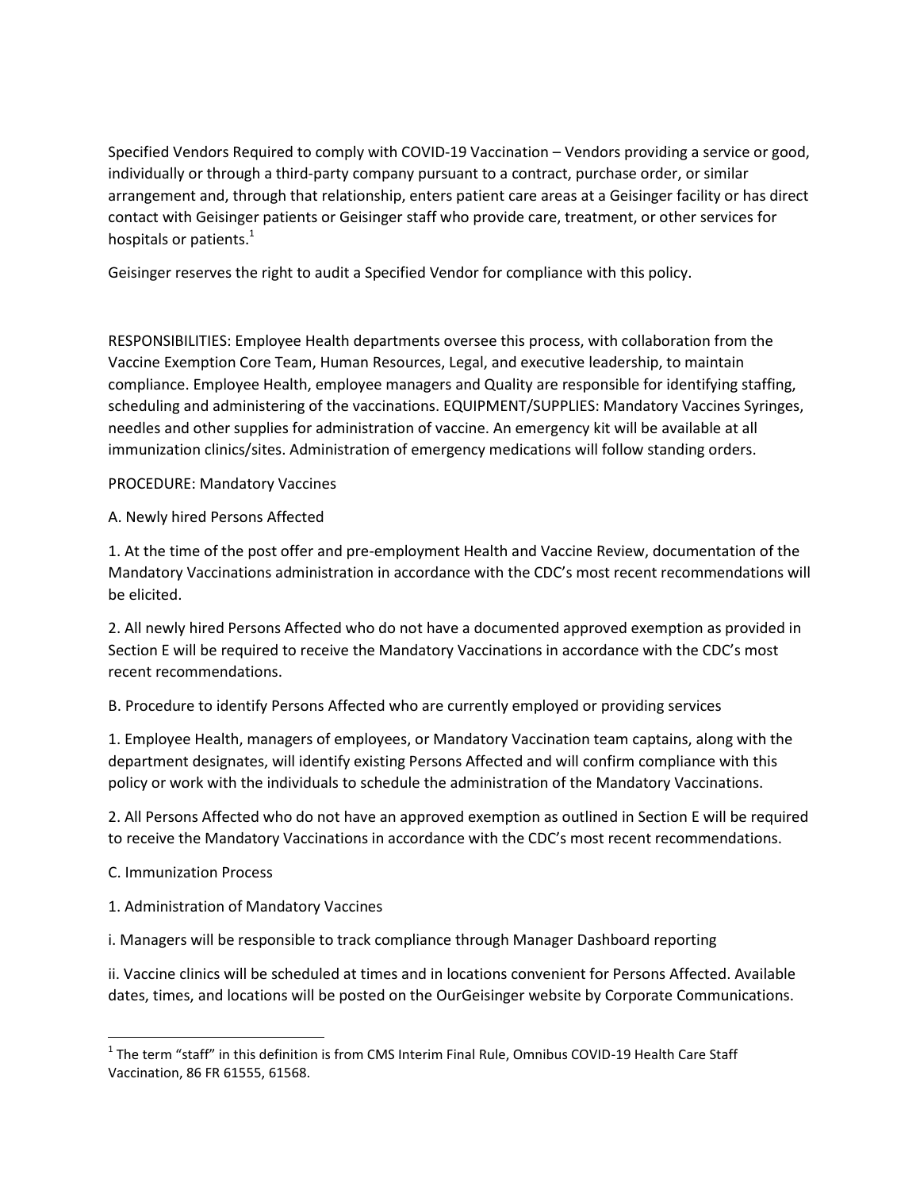Specified Vendors Required to comply with COVID-19 Vaccination – Vendors providing a service or good, individually or through a third-party company pursuant to a contract, purchase order, or similar arrangement and, through that relationship, enters patient care areas at a Geisinger facility or has direct contact with Geisinger patients or Geisinger staff who provide care, treatment, or other services for hospitals or patients.[1]

Geisinger reserves the right to audit a Specified Vendor for compliance with this policy.

RESPONSIBILITIES: Employee Health departments oversee this process, with collaboration from the Vaccine Exemption Core Team, Human Resources, Legal, and executive leadership, to maintain compliance. Employee Health, employee managers and Quality are responsible for identifying staffing, scheduling and administering of the vaccinations. EQUIPMENT/SUPPLIES: Mandatory Vaccines Syringes, needles and other supplies for administration of vaccine. An emergency kit will be available at all immunization clinics/sites. Administration of emergency medications will follow standing orders.

PROCEDURE: Mandatory Vaccines

A. Newly hired Persons Affected

1. At the time of the post offer and pre-employment Health and Vaccine Review, documentation of the Mandatory Vaccinations administration in accordance with the CDC's most recent recommendations will be elicited.

2. All newly hired Persons Affected who do not have a documented approved exemption as provided in Section E will be required to receive the Mandatory Vaccinations in accordance with the CDC's most recent recommendations.

B. Procedure to identify Persons Affected who are currently employed or providing services

1. Employee Health, managers of employees, or Mandatory Vaccination team captains, along with the department designates, will identify existing Persons Affected and will confirm compliance with this policy or work with the individuals to schedule the administration of the Mandatory Vaccinations.

2. All Persons Affected who do not have an approved exemption as outlined in Section E will be required to receive the Mandatory Vaccinations in accordance with the CDC's most recent recommendations.

C. Immunization Process

1. Administration of Mandatory Vaccines

i. Managers will be responsible to track compliance through Manager Dashboard reporting

ii. Vaccine clinics will be scheduled at times and in locations convenient for Persons Affected. Available dates, times, and locations will be posted on the OurGeisinger website by Corporate Communications.

[1] The term "staff" in this definition is from CMS Interim Final Rule, Omnibus COVID-19 Health Care Staff Vaccination, 86 FR 61555, 61568.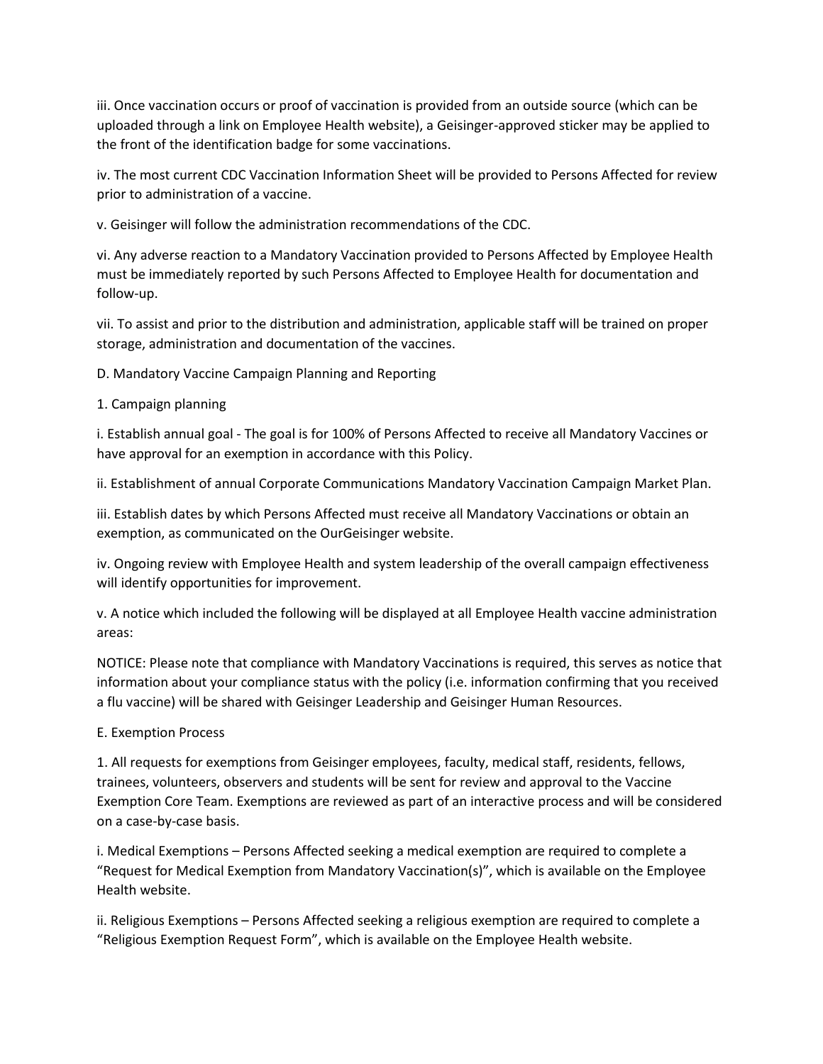iii. Once vaccination occurs or proof of vaccination is provided from an outside source (which can be uploaded through a link on Employee Health website), a Geisinger-approved sticker may be applied to the front of the identification badge for some vaccinations.

iv. The most current CDC Vaccination Information Sheet will be provided to Persons Affected for review prior to administration of a vaccine.

v. Geisinger will follow the administration recommendations of the CDC.

vi. Any adverse reaction to a Mandatory Vaccination provided to Persons Affected by Employee Health must be immediately reported by such Persons Affected to Employee Health for documentation and follow-up.

vii. To assist and prior to the distribution and administration, applicable staff will be trained on proper storage, administration and documentation of the vaccines.

D. Mandatory Vaccine Campaign Planning and Reporting

1. Campaign planning

i. Establish annual goal - The goal is for 100% of Persons Affected to receive all Mandatory Vaccines or have approval for an exemption in accordance with this Policy.

ii. Establishment of annual Corporate Communications Mandatory Vaccination Campaign Market Plan.

iii. Establish dates by which Persons Affected must receive all Mandatory Vaccinations or obtain an exemption, as communicated on the OurGeisinger website.

iv. Ongoing review with Employee Health and system leadership of the overall campaign effectiveness will identify opportunities for improvement.

v. A notice which included the following will be displayed at all Employee Health vaccine administration areas:

NOTICE: Please note that compliance with Mandatory Vaccinations is required, this serves as notice that information about your compliance status with the policy (i.e. information confirming that you received a flu vaccine) will be shared with Geisinger Leadership and Geisinger Human Resources.

E. Exemption Process

1. All requests for exemptions from Geisinger employees, faculty, medical staff, residents, fellows, trainees, volunteers, observers and students will be sent for review and approval to the Vaccine Exemption Core Team. Exemptions are reviewed as part of an interactive process and will be considered on a case-by-case basis.

i. Medical Exemptions – Persons Affected seeking a medical exemption are required to complete a "Request for Medical Exemption from Mandatory Vaccination(s)", which is available on the Employee Health website.

ii. Religious Exemptions – Persons Affected seeking a religious exemption are required to complete a "Religious Exemption Request Form", which is available on the Employee Health website.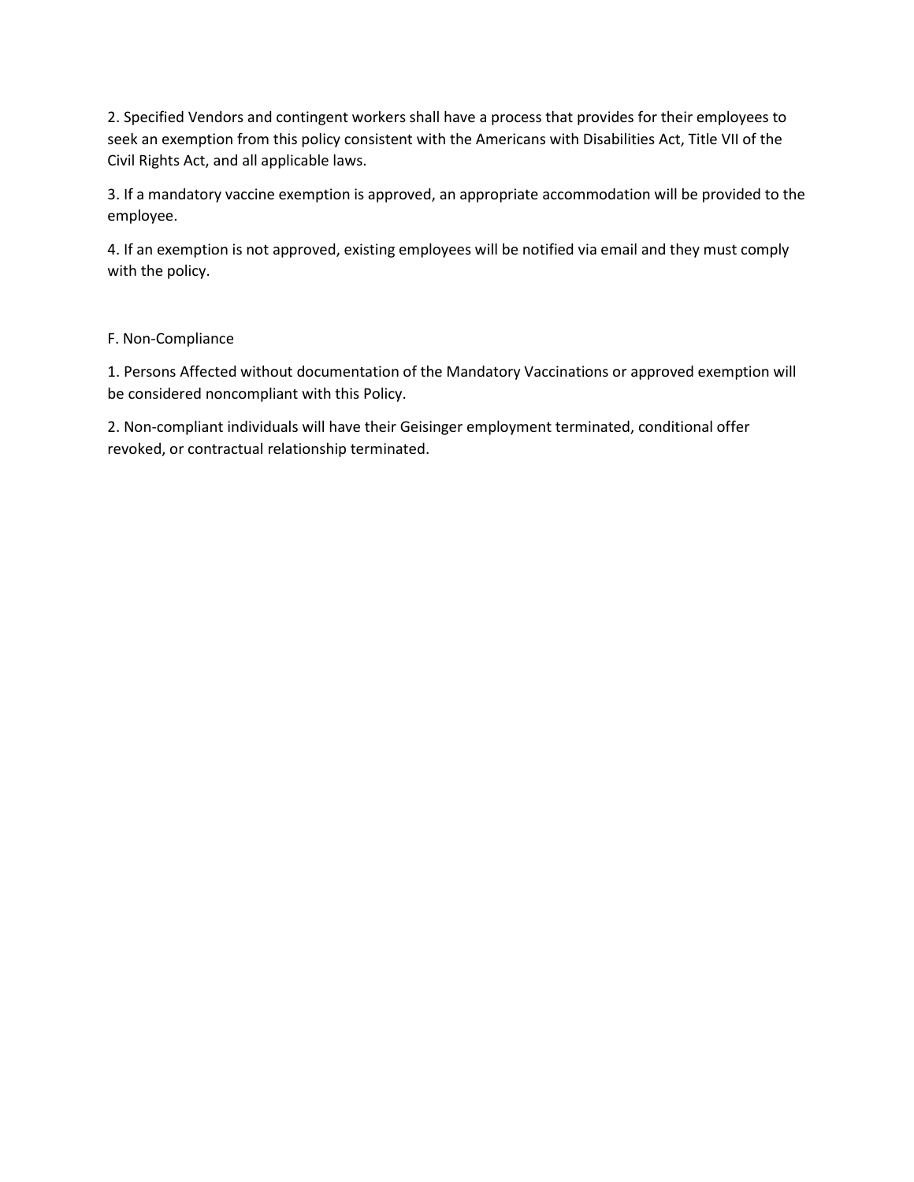2. Specified Vendors and contingent workers shall have a process that provides for their employees to seek an exemption from this policy consistent with the Americans with Disabilities Act, Title VII of the Civil Rights Act, and all applicable laws.

3. If a mandatory vaccine exemption is approved, an appropriate accommodation will be provided to the employee.

4. If an exemption is not approved, existing employees will be notified via email and they must comply with the policy.

F. Non-Compliance

1. Persons Affected without documentation of the Mandatory Vaccinations or approved exemption will be considered noncompliant with this Policy.

2. Non-compliant individuals will have their Geisinger employment terminated, conditional offer revoked, or contractual relationship terminated.